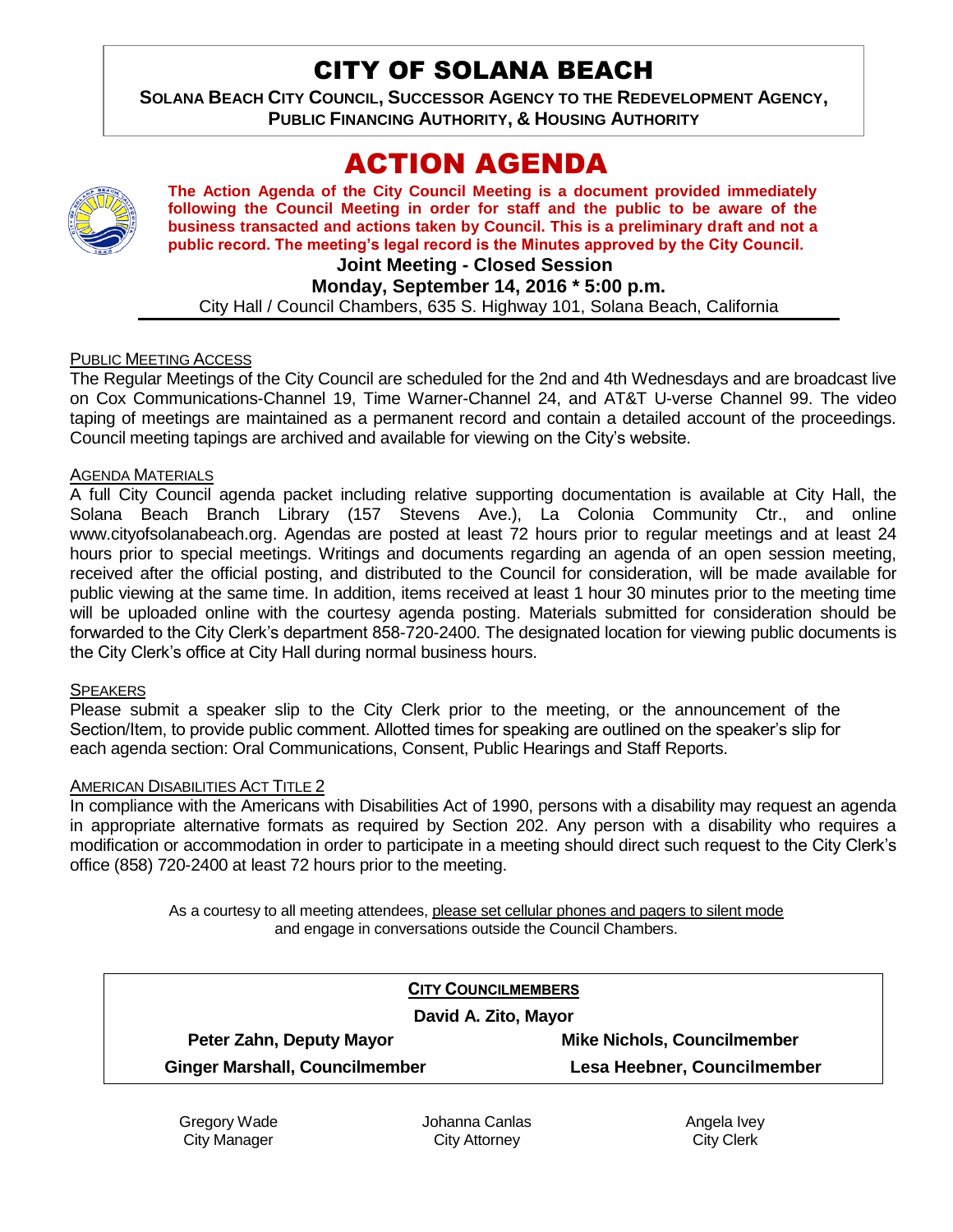# CITY OF SOLANA BEACH

**SOLANA BEACH CITY COUNCIL, SUCCESSOR AGENCY TO THE REDEVELOPMENT AGENCY, PUBLIC FINANCING AUTHORITY, & HOUSING AUTHORITY**

# ACTION AGENDA

**The Action Agenda of the City Council Meeting is a document provided immediately following the Council Meeting in order for staff and the public to be aware of the business transacted and actions taken by Council. This is a preliminary draft and not a public record. The meeting's legal record is the Minutes approved by the City Council.**

**Joint Meeting - Closed Session**

**Monday, September 14, 2016 * 5:00 p.m.**

City Hall / Council Chambers, 635 S. Highway 101, Solana Beach, California

PUBLIC MEETING ACCESS

The Regular Meetings of the City Council are scheduled for the 2nd and 4th Wednesdays and are broadcast live on Cox Communications-Channel 19, Time Warner-Channel 24, and AT&T U-verse Channel 99. The video taping of meetings are maintained as a permanent record and contain a detailed account of the proceedings. Council meeting tapings are archived and available for viewing on the City's website.

AGENDA MATERIALS

A full City Council agenda packet including relative supporting documentation is available at City Hall, the Solana Beach Branch Library (157 Stevens Ave.), La Colonia Community Ctr., and online www.cityofsolanabeach.org. Agendas are posted at least 72 hours prior to regular meetings and at least 24 hours prior to special meetings. Writings and documents regarding an agenda of an open session meeting, received after the official posting, and distributed to the Council for consideration, will be made available for public viewing at the same time. In addition, items received at least 1 hour 30 minutes prior to the meeting time will be uploaded online with the courtesy agenda posting. Materials submitted for consideration should be forwarded to the City Clerk's department 858-720-2400. The designated location for viewing public documents is the City Clerk's office at City Hall during normal business hours.

SPEAKERS

Please submit a speaker slip to the City Clerk prior to the meeting, or the announcement of the Section/Item, to provide public comment. Allotted times for speaking are outlined on the speaker's slip for each agenda section: Oral Communications, Consent, Public Hearings and Staff Reports.

AMERICAN DISABILITIES ACT TITLE 2

In compliance with the Americans with Disabilities Act of 1990, persons with a disability may request an agenda in appropriate alternative formats as required by Section 202. Any person with a disability who requires a modification or accommodation in order to participate in a meeting should direct such request to the City Clerk's office (858) 720-2400 at least 72 hours prior to the meeting.

As a courtesy to all meeting attendees, please set cellular phones and pagers to silent mode and engage in conversations outside the Council Chambers.

**CITY COUNCILMEMBERS**

**David A. Zito, Mayor**

**Peter Zahn, Deputy Mayor** | **Mike Nichols, Councilmember**

**Ginger Marshall, Councilmember** | **Lesa Heebner, Councilmember**

Gregory Wade, City Manager

Johanna Canlas, City Attorney

Angela Ivey, City Clerk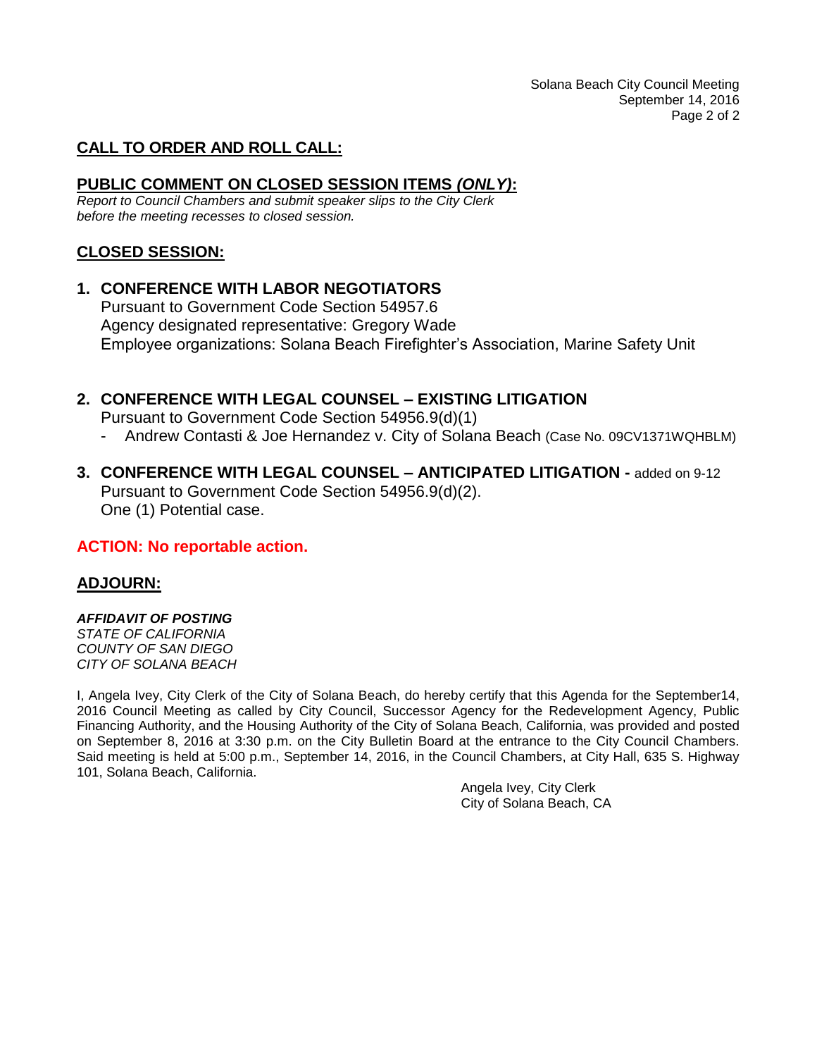## CALL TO ORDER AND ROLL CALL:

## PUBLIC COMMENT ON CLOSED SESSION ITEMS *(ONLY)*:

*Report to Council Chambers and submit speaker slips to the City Clerk before the meeting recesses to closed session.*

## CLOSED SESSION:

**1. CONFERENCE WITH LABOR NEGOTIATORS**

Pursuant to Government Code Section 54957.6
Agency designated representative: Gregory Wade
Employee organizations: Solana Beach Firefighter's Association, Marine Safety Unit

**2. CONFERENCE WITH LEGAL COUNSEL – EXISTING LITIGATION**

Pursuant to Government Code Section 54956.9(d)(1)

- Andrew Contasti & Joe Hernandez v. City of Solana Beach (Case No. 09CV1371WQHBLM)

**3. CONFERENCE WITH LEGAL COUNSEL – ANTICIPATED LITIGATION -** added on 9-12

Pursuant to Government Code Section 54956.9(d)(2).
One (1) Potential case.

**ACTION: No reportable action.**

## ADJOURN:

***AFFIDAVIT OF POSTING***
*STATE OF CALIFORNIA*
*COUNTY OF SAN DIEGO*
*CITY OF SOLANA BEACH*

I, Angela Ivey, City Clerk of the City of Solana Beach, do hereby certify that this Agenda for the September14, 2016 Council Meeting as called by City Council, Successor Agency for the Redevelopment Agency, Public Financing Authority, and the Housing Authority of the City of Solana Beach, California, was provided and posted on September 8, 2016 at 3:30 p.m. on the City Bulletin Board at the entrance to the City Council Chambers. Said meeting is held at 5:00 p.m., September 14, 2016, in the Council Chambers, at City Hall, 635 S. Highway 101, Solana Beach, California.

Angela Ivey, City Clerk
City of Solana Beach, CA